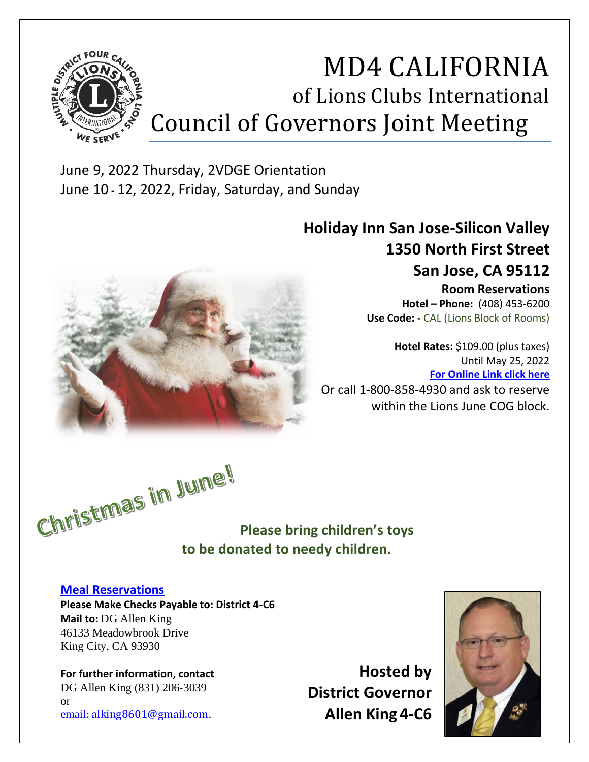# MD4 CALIFORNIA

## of Lions Clubs International

## Council of Governors Joint Meeting

June 9, 2022 Thursday, 2VDGE Orientation
June 10 - 12, 2022, Friday, Saturday, and Sunday

**Holiday Inn San Jose-Silicon Valley**
**1350 North First Street**
**San Jose, CA 95112**

**Room Reservations**
**Hotel – Phone:** (408) 453-6200
**Use Code: -** CAL (Lions Block of Rooms)

**Hotel Rates:** $109.00 (plus taxes)
Until May 25, 2022
**For Online Link click here**
Or call 1-800-858-4930 and ask to reserve within the Lions June COG block.

**Christmas in June!**

**Please bring children's toys to be donated to needy children.**

**Meal Reservations**
**Please Make Checks Payable to: District 4-C6**
**Mail to:** DG Allen King
46133 Meadowbrook Drive
King City, CA 93930

**For further information, contact**
DG Allen King (831) 206-3039
or
email: alking8601@gmail.com.

**Hosted by**
**District Governor**
**Allen King 4-C6**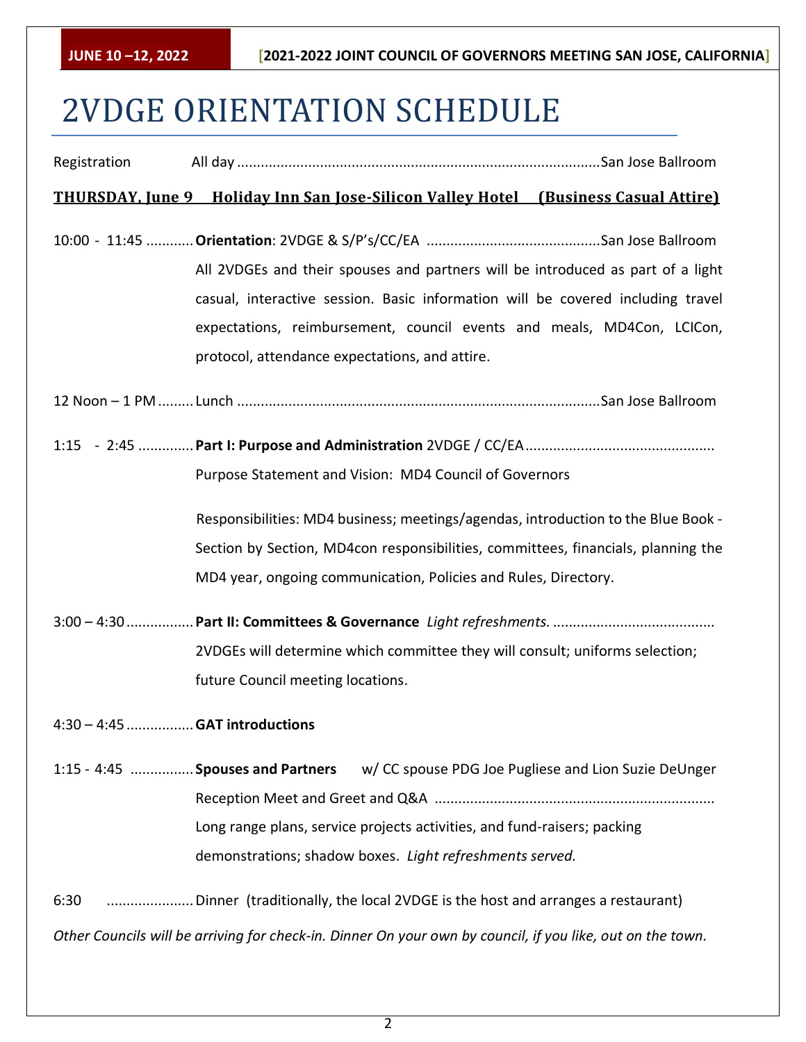# 2VDGE ORIENTATION SCHEDULE

Registration All day ........................................................................................... San Jose Ballroom

**THURSDAY, June 9 Holiday Inn San Jose-Silicon Valley Hotel (Business Casual Attire)**

10:00 - 11:45 ............ **Orientation**: 2VDGE & S/P's/CC/EA ........................................... San Jose Ballroom

All 2VDGEs and their spouses and partners will be introduced as part of a light casual, interactive session. Basic information will be covered including travel expectations, reimbursement, council events and meals, MD4Con, LCICon, protocol, attendance expectations, and attire.

12 Noon – 1 PM ......... Lunch ........................................................................................... San Jose Ballroom

1:15 - 2:45 ............. **Part I: Purpose and Administration** 2VDGE / CC/EA ...............................................

Purpose Statement and Vision: MD4 Council of Governors

Responsibilities: MD4 business; meetings/agendas, introduction to the Blue Book - Section by Section, MD4con responsibilities, committees, financials, planning the MD4 year, ongoing communication, Policies and Rules, Directory.

3:00 – 4:30 ................ **Part II: Committees & Governance** *Light refreshments.* ........................................

2VDGEs will determine which committee they will consult; uniforms selection; future Council meeting locations.

4:30 – 4:45 ................ **GAT introductions**

1:15 - 4:45 ................ **Spouses and Partners** w/ CC spouse PDG Joe Pugliese and Lion Suzie DeUnger

Reception Meet and Greet and Q&A ......................................................................

Long range plans, service projects activities, and fund-raisers; packing demonstrations; shadow boxes. *Light refreshments served.*

6:30 ...................... Dinner (traditionally, the local 2VDGE is the host and arranges a restaurant)

*Other Councils will be arriving for check-in. Dinner On your own by council, if you like, out on the town.*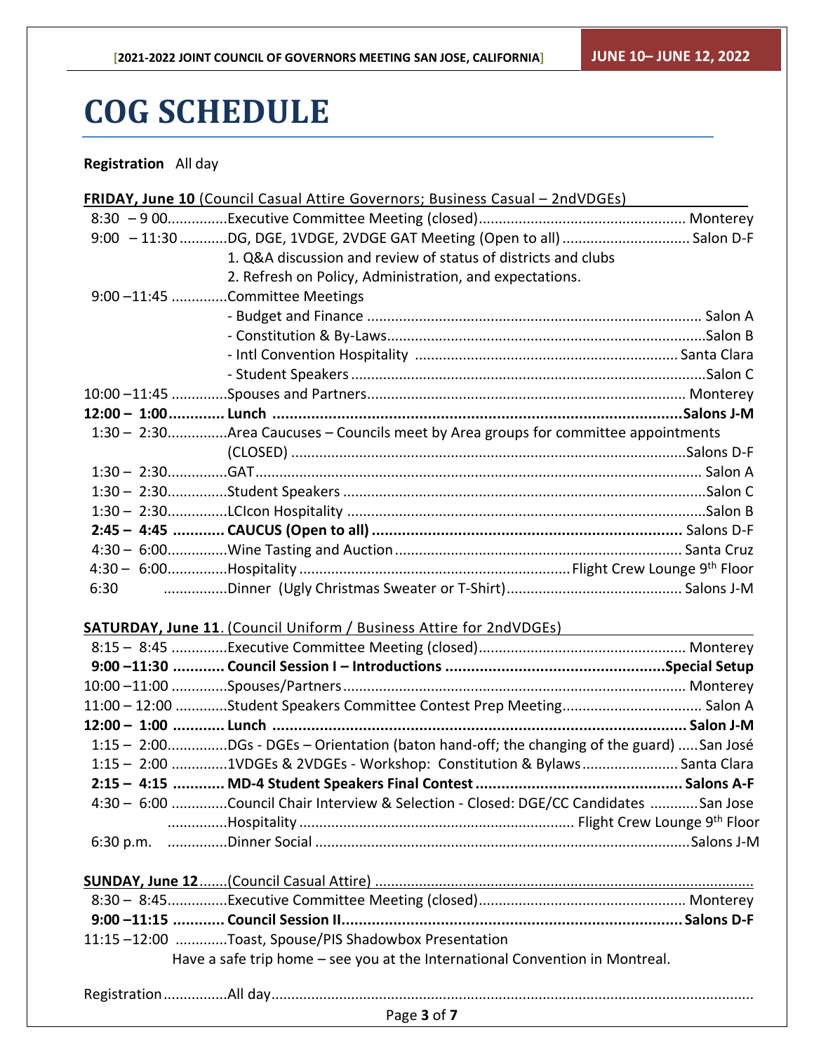# COG SCHEDULE

**Registration** All day

**FRIDAY, June 10** (Council Casual Attire Governors; Business Casual – 2ndVDGEs)

| Time | Event | Location |
|---|---|---|
| 8:30 – 9 00 | Executive Committee Meeting (closed) | Monterey |
| 9:00 – 11:30 | DG, DGE, 1VDGE, 2VDGE GAT Meeting (Open to all)<br>1. Q&A discussion and review of status of districts and clubs<br>2. Refresh on Policy, Administration, and expectations. | Salon D-F |
| 9:00 –11:45 | Committee Meetings | |
| | - Budget and Finance | Salon A |
| | - Constitution & By-Laws | Salon B |
| | - Intl Convention Hospitality | Santa Clara |
| | - Student Speakers | Salon C |
| 10:00 –11:45 | Spouses and Partners | Monterey |
| **12:00 – 1:00** | **Lunch** | **Salons J-M** |
| 1:30 – 2:30 | Area Caucuses – Councils meet by Area groups for committee appointments (CLOSED) | Salons D-F |
| 1:30 – 2:30 | GAT | Salon A |
| 1:30 – 2:30 | Student Speakers | Salon C |
| 1:30 – 2:30 | LCIcon Hospitality | Salon B |
| **2:45 – 4:45** | **CAUCUS (Open to all)** | Salons D-F |
| 4:30 – 6:00 | Wine Tasting and Auction | Santa Cruz |
| 4:30 – 6:00 | Hospitality | Flight Crew Lounge 9th Floor |
| 6:30 | Dinner (Ugly Christmas Sweater or T-Shirt) | Salons J-M |

**SATURDAY, June 11**. (Council Uniform / Business Attire for 2ndVDGEs)

| Time | Event | Location |
|---|---|---|
| 8:15 – 8:45 | Executive Committee Meeting (closed) | Monterey |
| **9:00 –11:30** | **Council Session I – Introductions** | **Special Setup** |
| 10:00 –11:00 | Spouses/Partners | Monterey |
| 11:00 – 12:00 | Student Speakers Committee Contest Prep Meeting | Salon A |
| **12:00 – 1:00** | **Lunch** | **Salon J-M** |
| 1:15 – 2:00 | DGs - DGEs – Orientation (baton hand-off; the changing of the guard) | San José |
| 1:15 – 2:00 | 1VDGEs & 2VDGEs - Workshop: Constitution & Bylaws | Santa Clara |
| **2:15 – 4:15** | **MD-4 Student Speakers Final Contest** | **Salons A-F** |
| 4:30 – 6:00 | Council Chair Interview & Selection - Closed: DGE/CC Candidates | San Jose |
| | Hospitality | Flight Crew Lounge 9th Floor |
| 6:30 p.m. | Dinner Social | Salons J-M |

**SUNDAY, June 12** (Council Casual Attire)

| Time | Event | Location |
|---|---|---|
| 8:30 – 8:45 | Executive Committee Meeting (closed) | Monterey |
| **9:00 –11:15** | **Council Session II** | **Salons D-F** |
| 11:15 –12:00 | Toast, Spouse/PIS Shadowbox Presentation | |

Have a safe trip home – see you at the International Convention in Montreal.

Registration ................All day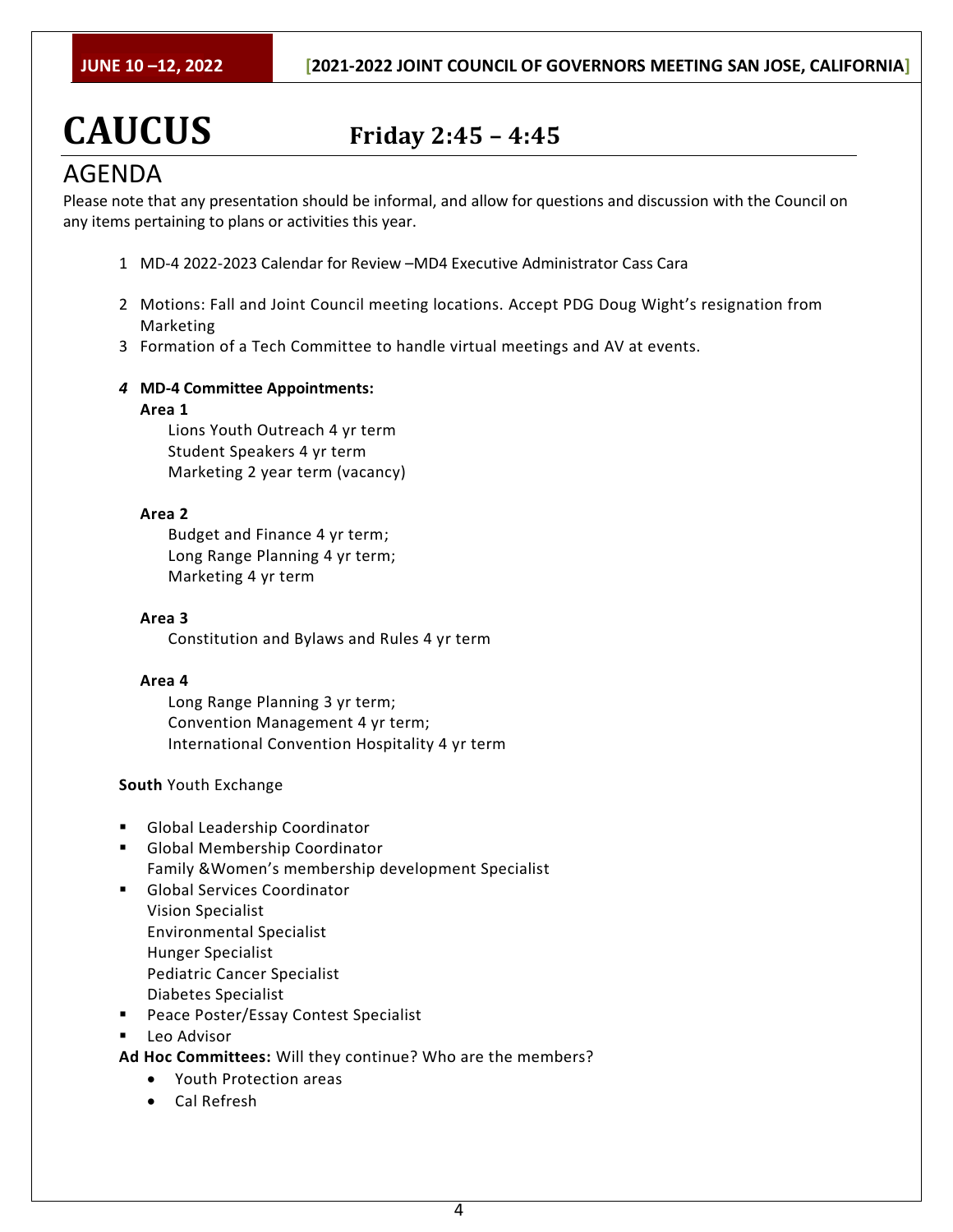# CAUCUS Friday 2:45 – 4:45

## AGENDA

Please note that any presentation should be informal, and allow for questions and discussion with the Council on any items pertaining to plans or activities this year.

1 MD-4 2022-2023 Calendar for Review –MD4 Executive Administrator Cass Cara

2 Motions: Fall and Joint Council meeting locations. Accept PDG Doug Wight's resignation from Marketing

3 Formation of a Tech Committee to handle virtual meetings and AV at events.

***4*** **MD-4 Committee Appointments:**

**Area 1**

Lions Youth Outreach 4 yr term
Student Speakers 4 yr term
Marketing 2 year term (vacancy)

**Area 2**

Budget and Finance 4 yr term;
Long Range Planning 4 yr term;
Marketing 4 yr term

**Area 3**

Constitution and Bylaws and Rules 4 yr term

**Area 4**

Long Range Planning 3 yr term;
Convention Management 4 yr term;
International Convention Hospitality 4 yr term

**South** Youth Exchange

- Global Leadership Coordinator
- Global Membership Coordinator
  Family &Women's membership development Specialist
- Global Services Coordinator
  Vision Specialist
  Environmental Specialist
  Hunger Specialist
  Pediatric Cancer Specialist
  Diabetes Specialist
- Peace Poster/Essay Contest Specialist
- Leo Advisor

**Ad Hoc Committees:** Will they continue? Who are the members?

- Youth Protection areas
- Cal Refresh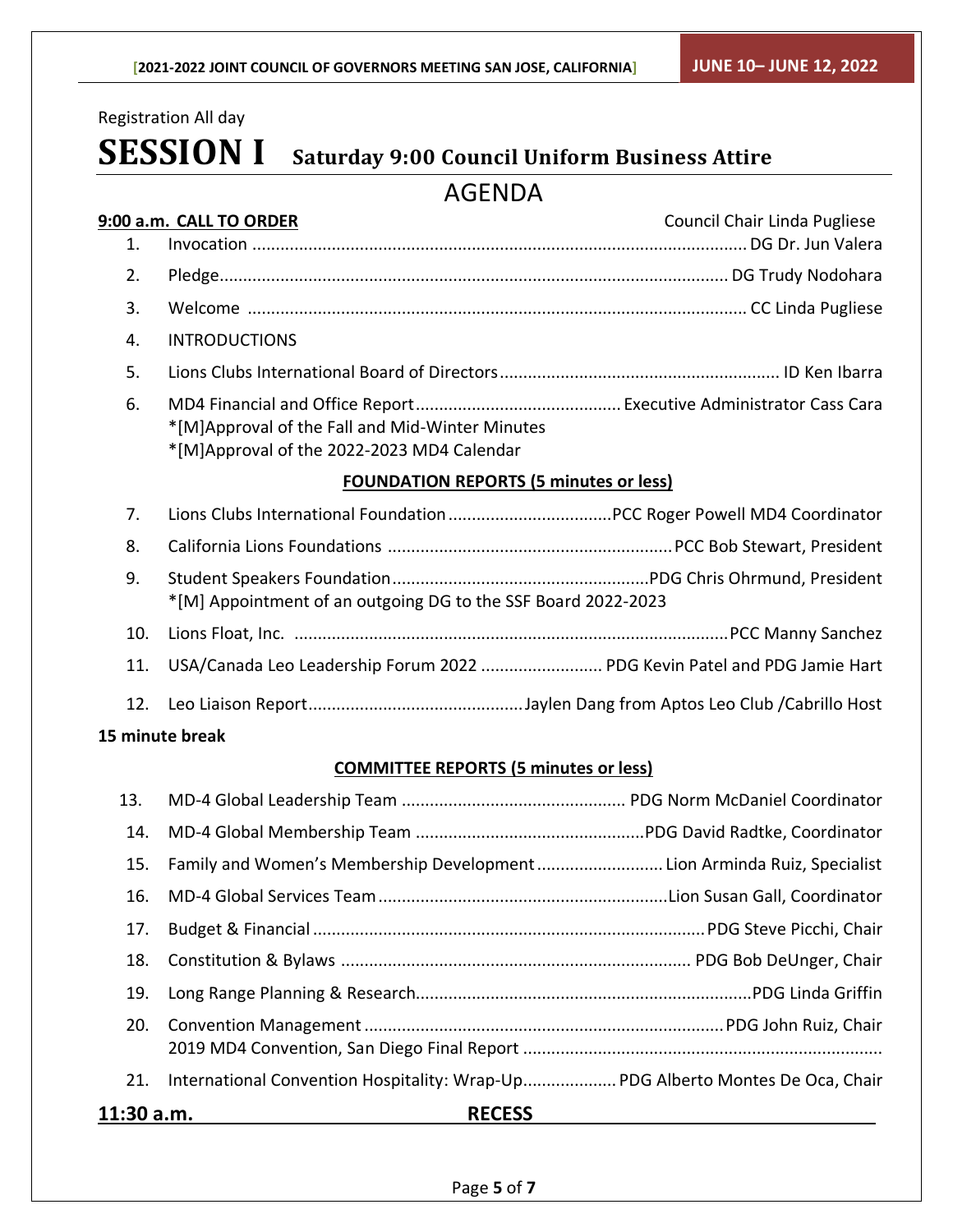Registration All day

# SESSION I Saturday 9:00 Council Uniform Business Attire

## AGENDA

**9:00 a.m. CALL TO ORDER** Council Chair Linda Pugliese

1. Invocation .................................................. DG Dr. Jun Valera
2. Pledge.................................................. DG Trudy Nodohara
3. Welcome .................................................. CC Linda Pugliese
4. INTRODUCTIONS
5. Lions Clubs International Board of Directors.................................................. ID Ken Ibarra
6. MD4 Financial and Office Report.................................................. Executive Administrator Cass Cara
   *[M]Approval of the Fall and Mid-Winter Minutes
   *[M]Approval of the 2022-2023 MD4 Calendar

**FOUNDATION REPORTS (5 minutes or less)**

7. Lions Clubs International Foundation..................................................PCC Roger Powell MD4 Coordinator
8. California Lions Foundations ..................................................PCC Bob Stewart, President
9. Student Speakers Foundation..................................................PDG Chris Ohrmund, President
   *[M] Appointment of an outgoing DG to the SSF Board 2022-2023
10. Lions Float, Inc. ..................................................PCC Manny Sanchez
11. USA/Canada Leo Leadership Forum 2022 .................................................. PDG Kevin Patel and PDG Jamie Hart
12. Leo Liaison Report..................................................Jaylen Dang from Aptos Leo Club /Cabrillo Host

**15 minute break**

**COMMITTEE REPORTS (5 minutes or less)**

13. MD-4 Global Leadership Team .................................................. PDG Norm McDaniel Coordinator
14. MD-4 Global Membership Team ..................................................PDG David Radtke, Coordinator
15. Family and Women's Membership Development.................................................. Lion Arminda Ruiz, Specialist
16. MD-4 Global Services Team..................................................Lion Susan Gall, Coordinator
17. Budget & Financial..................................................PDG Steve Picchi, Chair
18. Constitution & Bylaws .................................................. PDG Bob DeUnger, Chair
19. Long Range Planning & Research..................................................PDG Linda Griffin
20. Convention Management..................................................PDG John Ruiz, Chair
    2019 MD4 Convention, San Diego Final Report ..................................................
21. International Convention Hospitality: Wrap-Up.................................................. PDG Alberto Montes De Oca, Chair

**11:30 a.m. RECESS**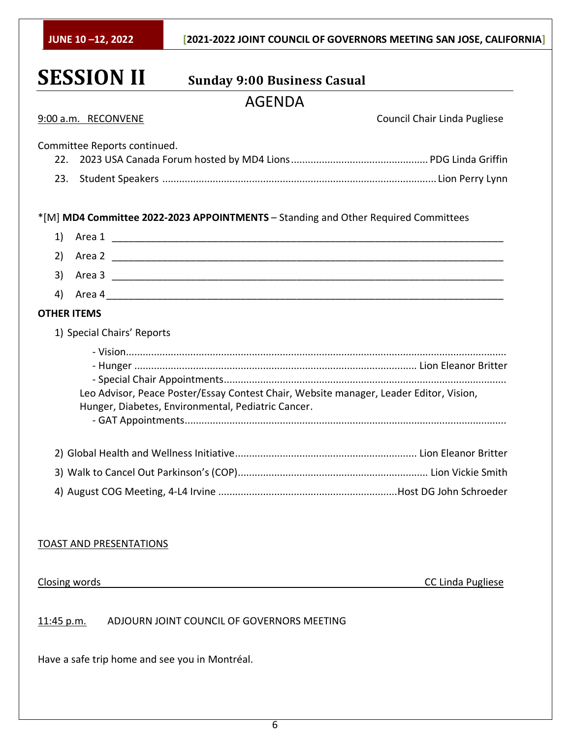# SESSION II **Sunday 9:00 Business Casual**

## AGENDA

9:00 a.m. RECONVENE Council Chair Linda Pugliese

Committee Reports continued.

22. 2023 USA Canada Forum hosted by MD4 Lions ................................................ PDG Linda Griffin
23. Student Speakers ................................................................................................ Lion Perry Lynn

*[M] **MD4 Committee 2022-2023 APPOINTMENTS** – Standing and Other Required Committees

1) Area 1 ______________________________________________________________________
2) Area 2 ______________________________________________________________________
3) Area 3 ______________________________________________________________________
4) Area 4 ______________________________________________________________________

**OTHER ITEMS**

1) Special Chairs' Reports
   - Vision......................................................................................................................
   - Hunger ................................................................................................... Lion Eleanor Britter
   - Special Chair Appointments...................................................................................

   Leo Advisor, Peace Poster/Essay Contest Chair, Website manager, Leader Editor, Vision, Hunger, Diabetes, Environmental, Pediatric Cancer.
   - GAT Appointments.................................................................................................

2) Global Health and Wellness Initiative................................................................ Lion Eleanor Britter
3) Walk to Cancel Out Parkinson's (COP).................................................................. Lion Vickie Smith
4) August COG Meeting, 4-L4 Irvine ...............................................................Host DG John Schroeder

TOAST AND PRESENTATIONS

Closing words CC Linda Pugliese

11:45 p.m. ADJOURN JOINT COUNCIL OF GOVERNORS MEETING

Have a safe trip home and see you in Montréal.